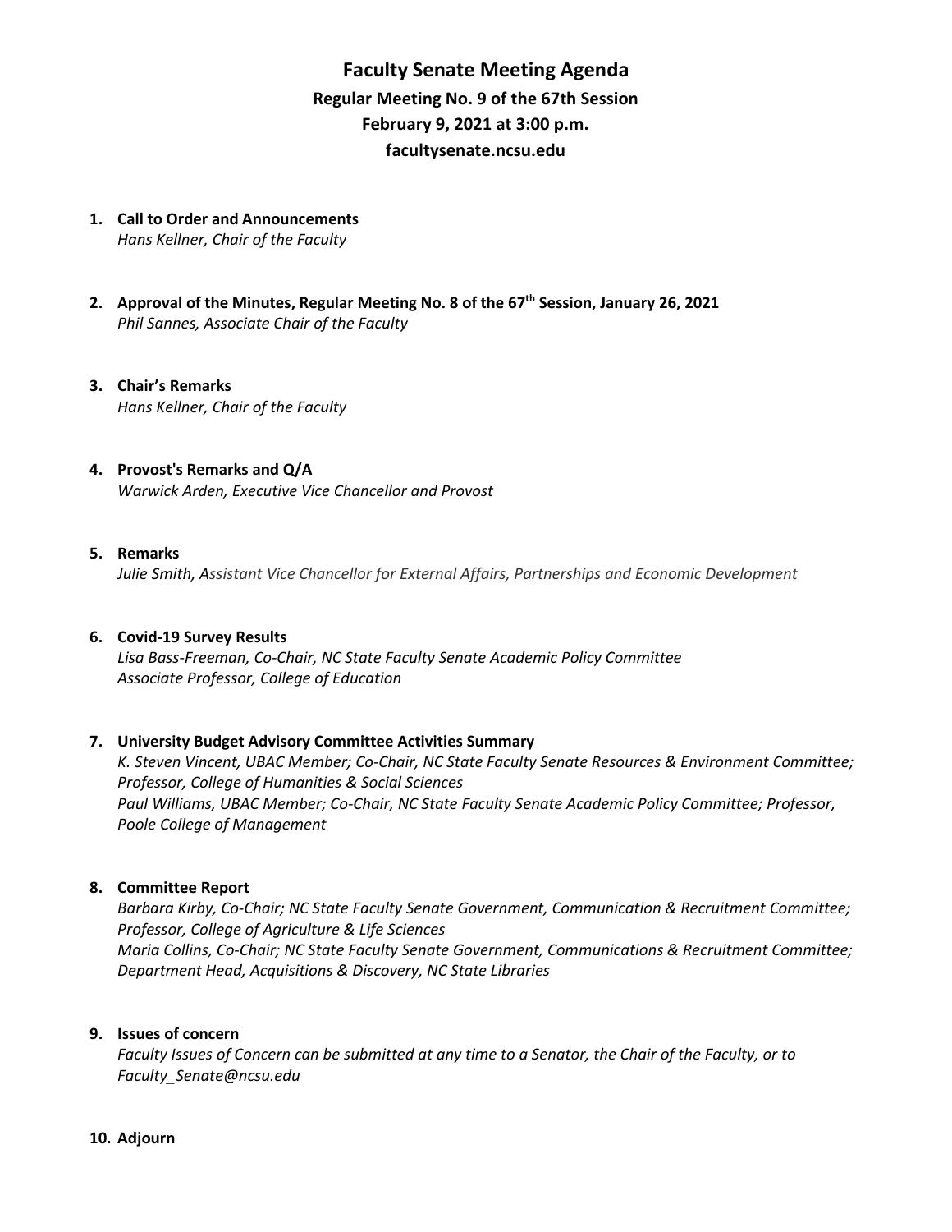# Faculty Senate Meeting Agenda

## Regular Meeting No. 9 of the 67th Session

## February 9, 2021 at 3:00 p.m.

## facultysenate.ncsu.edu

1. **Call to Order and Announcements**
   *Hans Kellner, Chair of the Faculty*

2. **Approval of the Minutes, Regular Meeting No. 8 of the 67th Session, January 26, 2021**
   *Phil Sannes, Associate Chair of the Faculty*

3. **Chair's Remarks**
   *Hans Kellner, Chair of the Faculty*

4. **Provost's Remarks and Q/A**
   *Warwick Arden, Executive Vice Chancellor and Provost*

5. **Remarks**
   *Julie Smith, Assistant Vice Chancellor for External Affairs, Partnerships and Economic Development*

6. **Covid-19 Survey Results**
   *Lisa Bass-Freeman, Co-Chair, NC State Faculty Senate Academic Policy Committee*
   *Associate Professor, College of Education*

7. **University Budget Advisory Committee Activities Summary**
   *K. Steven Vincent, UBAC Member; Co-Chair, NC State Faculty Senate Resources & Environment Committee; Professor, College of Humanities & Social Sciences*
   *Paul Williams, UBAC Member; Co-Chair, NC State Faculty Senate Academic Policy Committee; Professor, Poole College of Management*

8. **Committee Report**
   *Barbara Kirby, Co-Chair; NC State Faculty Senate Government, Communication & Recruitment Committee; Professor, College of Agriculture & Life Sciences*
   *Maria Collins, Co-Chair; NC State Faculty Senate Government, Communications & Recruitment Committee; Department Head, Acquisitions & Discovery, NC State Libraries*

9. **Issues of concern**
   *Faculty Issues of Concern can be submitted at any time to a Senator, the Chair of the Faculty, or to Faculty_Senate@ncsu.edu*

10. **Adjourn**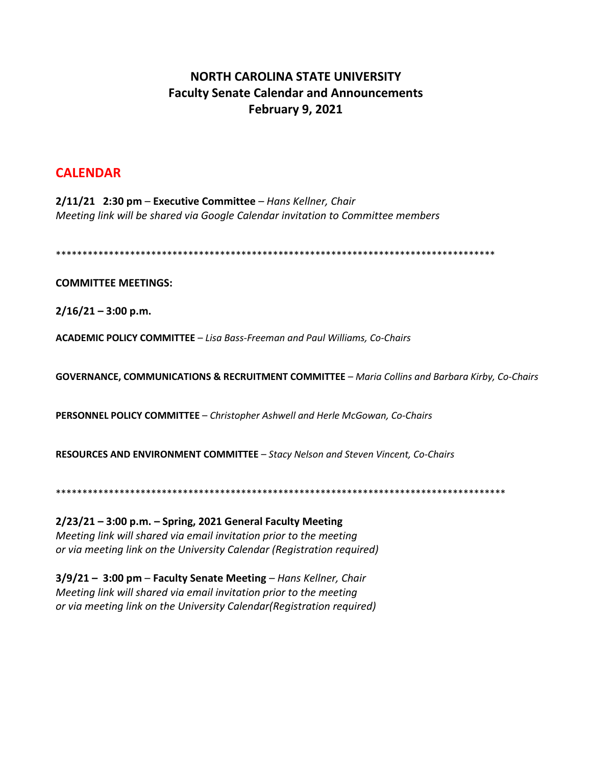# NORTH CAROLINA STATE UNIVERSITY
## Faculty Senate Calendar and Announcements
## February 9, 2021

## CALENDAR

**2/11/21 2:30 pm** – **Executive Committee** – *Hans Kellner, Chair*
*Meeting link will be shared via Google Calendar invitation to Committee members*

*************************************************************************************

**COMMITTEE MEETINGS:**

**2/16/21 – 3:00 p.m.**

**ACADEMIC POLICY COMMITTEE** – *Lisa Bass-Freeman and Paul Williams, Co-Chairs*

**GOVERNANCE, COMMUNICATIONS & RECRUITMENT COMMITTEE** – *Maria Collins and Barbara Kirby, Co-Chairs*

**PERSONNEL POLICY COMMITTEE** – *Christopher Ashwell and Herle McGowan, Co-Chairs*

**RESOURCES AND ENVIRONMENT COMMITTEE** – *Stacy Nelson and Steven Vincent, Co-Chairs*

*************************************************************************************

**2/23/21 – 3:00 p.m. – Spring, 2021 General Faculty Meeting**
*Meeting link will shared via email invitation prior to the meeting*
*or via meeting link on the University Calendar (Registration required)*

**3/9/21 – 3:00 pm** – **Faculty Senate Meeting** – *Hans Kellner, Chair*
*Meeting link will shared via email invitation prior to the meeting*
*or via meeting link on the University Calendar(Registration required)*